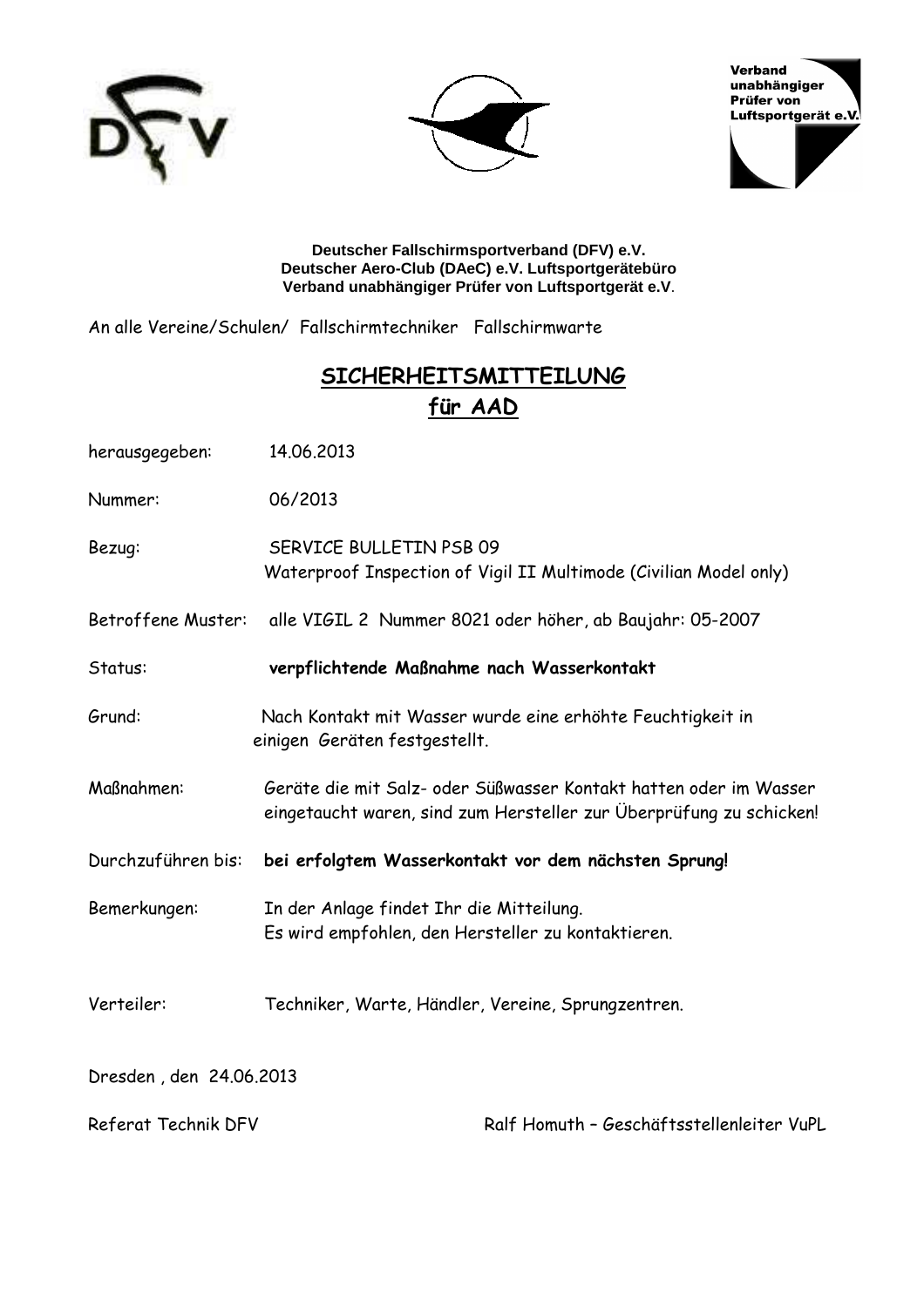Verband unabhängiger Prüfer von Luftsportgerät e.V.

**Deutscher Fallschirmsportverband (DFV) e.V.**
**Deutscher Aero-Club (DAeC) e.V. Luftsportgerätebüro**
**Verband unabhängiger Prüfer von Luftsportgerät e.V**.

An alle Vereine/Schulen/ Fallschirmtechniker Fallschirmwarte

# SICHERHEITSMITTEILUNG für AAD

| | |
|---|---|
| herausgegeben: | 14.06.2013 |
| Nummer: | 06/2013 |
| Bezug: | SERVICE BULLETIN PSB 09<br>Waterproof Inspection of Vigil II Multimode (Civilian Model only) |
| Betroffene Muster: | alle VIGIL 2 Nummer 8021 oder höher, ab Baujahr: 05-2007 |
| Status: | **verpflichtende Maßnahme nach Wasserkontakt** |
| Grund: | Nach Kontakt mit Wasser wurde eine erhöhte Feuchtigkeit in einigen Geräten festgestellt. |
| Maßnahmen: | Geräte die mit Salz- oder Süßwasser Kontakt hatten oder im Wasser eingetaucht waren, sind zum Hersteller zur Überprüfung zu schicken! |
| Durchzuführen bis: | **bei erfolgtem Wasserkontakt vor dem nächsten Sprung!** |
| Bemerkungen: | In der Anlage findet Ihr die Mitteilung.<br>Es wird empfohlen, den Hersteller zu kontaktieren. |
| Verteiler: | Techniker, Warte, Händler, Vereine, Sprungzentren. |

Dresden , den 24.06.2013

Referat Technik DFV

Ralf Homuth – Geschäftsstellenleiter VuPL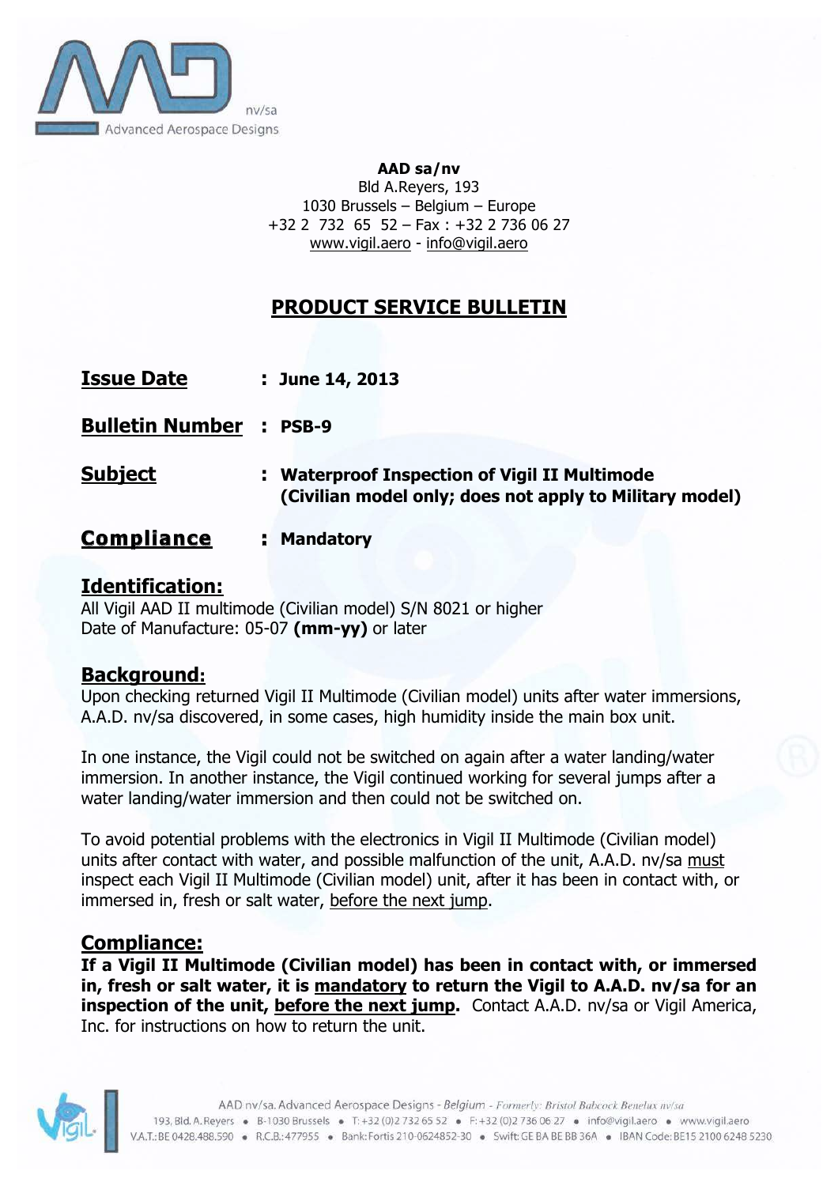AAD nv/sa
Advanced Aerospace Designs

**AAD sa/nv**
Bld A.Reyers, 193
1030 Brussels – Belgium – Europe
+32 2 732 65 52 – Fax : +32 2 736 06 27
www.vigil.aero - info@vigil.aero

# PRODUCT SERVICE BULLETIN

**Issue Date** : **June 14, 2013**

**Bulletin Number** : **PSB-9**

**Subject** : **Waterproof Inspection of Vigil II Multimode (Civilian model only; does not apply to Military model)**

**Compliance** : **Mandatory**

## Identification:

All Vigil AAD II multimode (Civilian model) S/N 8021 or higher
Date of Manufacture: 05-07 **(mm-yy)** or later

## Background:

Upon checking returned Vigil II Multimode (Civilian model) units after water immersions, A.A.D. nv/sa discovered, in some cases, high humidity inside the main box unit.

In one instance, the Vigil could not be switched on again after a water landing/water immersion. In another instance, the Vigil continued working for several jumps after a water landing/water immersion and then could not be switched on.

To avoid potential problems with the electronics in Vigil II Multimode (Civilian model) units after contact with water, and possible malfunction of the unit, A.A.D. nv/sa must inspect each Vigil II Multimode (Civilian model) unit, after it has been in contact with, or immersed in, fresh or salt water, before the next jump.

## Compliance:

**If a Vigil II Multimode (Civilian model) has been in contact with, or immersed in, fresh or salt water, it is mandatory to return the Vigil to A.A.D. nv/sa for an inspection of the unit, before the next jump.** Contact A.A.D. nv/sa or Vigil America, Inc. for instructions on how to return the unit.

AAD nv/sa. Advanced Aerospace Designs - Belgium - Formerly: Bristol Babcock Benelux nv/sa
193, Bld. A.Reyers • B-1030 Brussels • T: +32 (0)2 732 65 52 • F: +32 (0)2 736 06 27 • info@vigil.aero • www.vigil.aero
V.A.T.: BE 0428.488.590 • R.C.B.: 477955 • Bank: Fortis 210-0624852-30 • Swift: GE BA BE BB 36A • IBAN Code: BE15 2100 6248 5230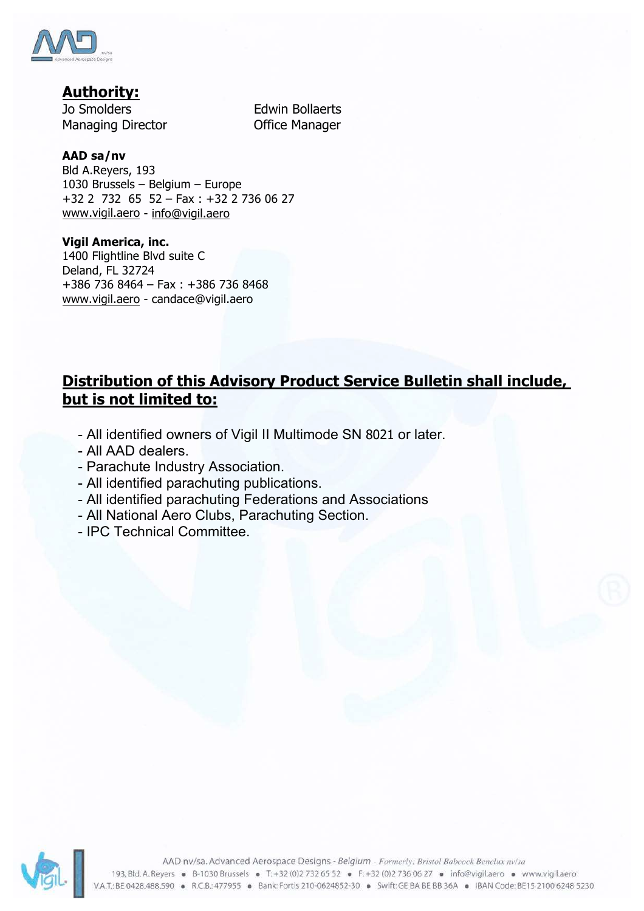## Authority:

Jo Smolders
Managing Director

Edwin Bollaerts
Office Manager

**AAD sa/nv**
Bld A.Reyers, 193
1030 Brussels – Belgium – Europe
+32 2 732 65 52 – Fax : +32 2 736 06 27
www.vigil.aero - info@vigil.aero

**Vigil America, inc.**
1400 Flightline Blvd suite C
Deland, FL 32724
+386 736 8464 – Fax : +386 736 8468
www.vigil.aero - candace@vigil.aero

## Distribution of this Advisory Product Service Bulletin shall include, but is not limited to:

- All identified owners of Vigil II Multimode SN 8021 or later.
- All AAD dealers.
- Parachute Industry Association.
- All identified parachuting publications.
- All identified parachuting Federations and Associations
- All National Aero Clubs, Parachuting Section.
- IPC Technical Committee.